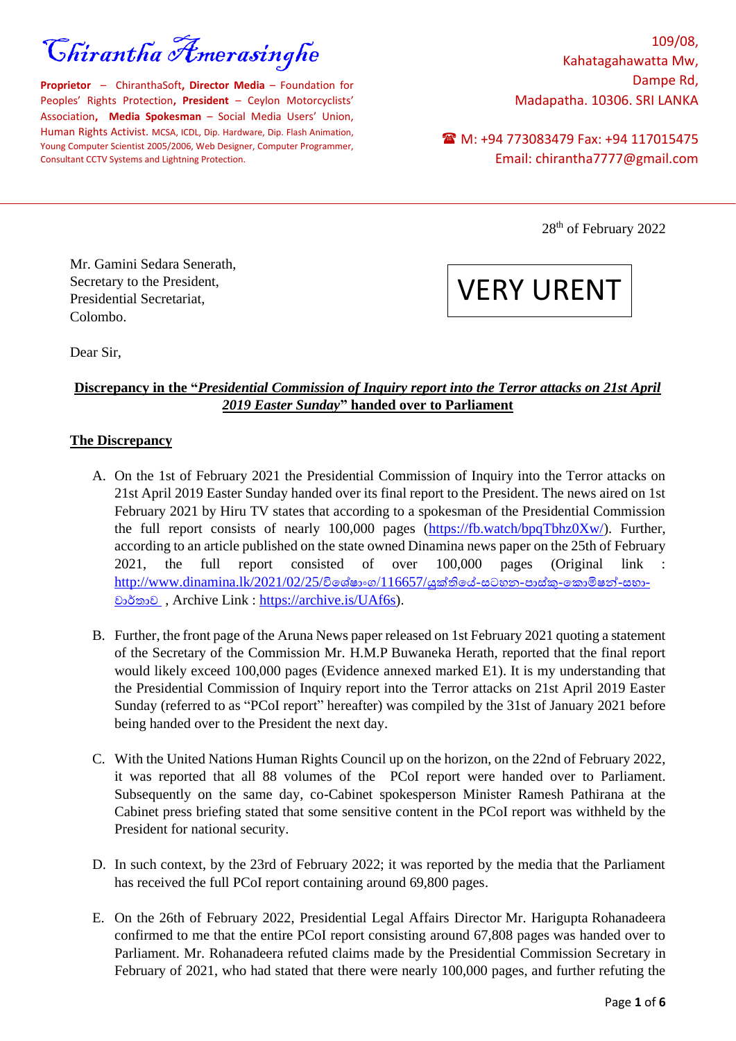# Chirantha Amerasinghe

**Proprietor** – ChiranthaSoft, **Director Media** – Foundation for Peoples' Rights Protection, **President** – Ceylon Motorcyclists' Association, **Media Spokesman** – Social Media Users' Union, Human Rights Activist. MCSA, ICDL, Dip. Hardware, Dip. Flash Animation, Young Computer Scientist 2005/2006, Web Designer, Computer Programmer, Consultant CCTV Systems and Lightning Protection.

109/08,
Kahatagahawatta Mw,
Dampe Rd,
Madapatha. 10306. SRI LANKA

☎ M: +94 773083479 Fax: +94 117015475
Email: chirantha7777@gmail.com

---

28th of February 2022

Mr. Gamini Sedara Senerath,
Secretary to the President,
Presidential Secretariat,
Colombo.

VERY URENT

Dear Sir,

**<u>Discrepancy in the "*Presidential Commission of Inquiry report into the Terror attacks on 21st April 2019 Easter Sunday*" handed over to Parliament</u>**

**<u>The Discrepancy</u>**

A. On the 1st of February 2021 the Presidential Commission of Inquiry into the Terror attacks on 21st April 2019 Easter Sunday handed over its final report to the President. The news aired on 1st February 2021 by Hiru TV states that according to a spokesman of the Presidential Commission the full report consists of nearly 100,000 pages (https://fb.watch/bpqTbhz0Xw/). Further, according to an article published on the state owned Dinamina news paper on the 25th of February 2021, the full report consisted of over 100,000 pages (Original link : http://www.dinamina.lk/2021/02/25/විශේෂාංග/116657/යුක්තියේ-සටහන-පාස්කු-කොමිෂන්-සභා-වාර්තාව , Archive Link : https://archive.is/UAf6s).

B. Further, the front page of the Aruna News paper released on 1st February 2021 quoting a statement of the Secretary of the Commission Mr. H.M.P Buwaneka Herath, reported that the final report would likely exceed 100,000 pages (Evidence annexed marked E1). It is my understanding that the Presidential Commission of Inquiry report into the Terror attacks on 21st April 2019 Easter Sunday (referred to as "PCoI report" hereafter) was compiled by the 31st of January 2021 before being handed over to the President the next day.

C. With the United Nations Human Rights Council up on the horizon, on the 22nd of February 2022, it was reported that all 88 volumes of the PCoI report were handed over to Parliament. Subsequently on the same day, co-Cabinet spokesperson Minister Ramesh Pathirana at the Cabinet press briefing stated that some sensitive content in the PCoI report was withheld by the President for national security.

D. In such context, by the 23rd of February 2022; it was reported by the media that the Parliament has received the full PCoI report containing around 69,800 pages.

E. On the 26th of February 2022, Presidential Legal Affairs Director Mr. Harigupta Rohanadeera confirmed to me that the entire PCoI report consisting around 67,808 pages was handed over to Parliament. Mr. Rohanadeera refuted claims made by the Presidential Commission Secretary in February of 2021, who had stated that there were nearly 100,000 pages, and further refuting the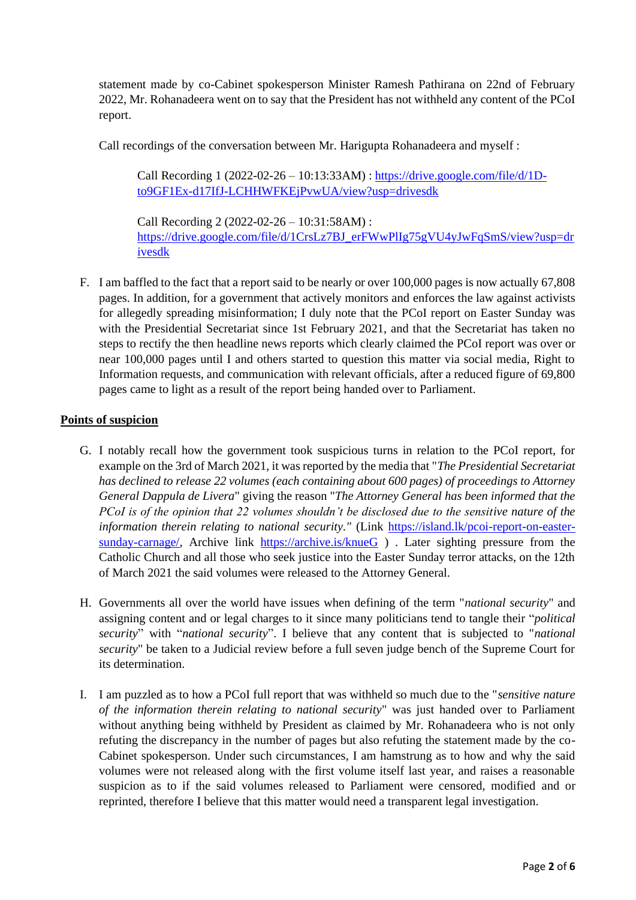statement made by co-Cabinet spokesperson Minister Ramesh Pathirana on 22nd of February 2022, Mr. Rohanadeera went on to say that the President has not withheld any content of the PCoI report.

Call recordings of the conversation between Mr. Harigupta Rohanadeera and myself :

> Call Recording 1 (2022-02-26 – 10:13:33AM) : https://drive.google.com/file/d/1D-to9GF1Ex-d17IfJ-LCHHWFKEjPvwUA/view?usp=drivesdk
>
> Call Recording 2 (2022-02-26 – 10:31:58AM) : https://drive.google.com/file/d/1CrsLz7BJ_erFWwPlIg75gVU4yJwFqSmS/view?usp=drivesdk

F. I am baffled to the fact that a report said to be nearly or over 100,000 pages is now actually 67,808 pages. In addition, for a government that actively monitors and enforces the law against activists for allegedly spreading misinformation; I duly note that the PCoI report on Easter Sunday was with the Presidential Secretariat since 1st February 2021, and that the Secretariat has taken no steps to rectify the then headline news reports which clearly claimed the PCoI report was over or near 100,000 pages until I and others started to question this matter via social media, Right to Information requests, and communication with relevant officials, after a reduced figure of 69,800 pages came to light as a result of the report being handed over to Parliament.

**Points of suspicion**

G. I notably recall how the government took suspicious turns in relation to the PCoI report, for example on the 3rd of March 2021, it was reported by the media that "*The Presidential Secretariat has declined to release 22 volumes (each containing about 600 pages) of proceedings to Attorney General Dappula de Livera*" giving the reason "*The Attorney General has been informed that the PCoI is of the opinion that 22 volumes shouldn't be disclosed due to the sensitive nature of the information therein relating to national security."* (Link https://island.lk/pcoi-report-on-easter-sunday-carnage/, Archive link https://archive.is/knueG ) . Later sighting pressure from the Catholic Church and all those who seek justice into the Easter Sunday terror attacks, on the 12th of March 2021 the said volumes were released to the Attorney General.

H. Governments all over the world have issues when defining of the term "*national security*" and assigning content and or legal charges to it since many politicians tend to tangle their "*political security*" with "*national security*". I believe that any content that is subjected to "*national security*" be taken to a Judicial review before a full seven judge bench of the Supreme Court for its determination.

I. I am puzzled as to how a PCoI full report that was withheld so much due to the "*sensitive nature of the information therein relating to national security*" was just handed over to Parliament without anything being withheld by President as claimed by Mr. Rohanadeera who is not only refuting the discrepancy in the number of pages but also refuting the statement made by the co-Cabinet spokesperson. Under such circumstances, I am hamstrung as to how and why the said volumes were not released along with the first volume itself last year, and raises a reasonable suspicion as to if the said volumes released to Parliament were censored, modified and or reprinted, therefore I believe that this matter would need a transparent legal investigation.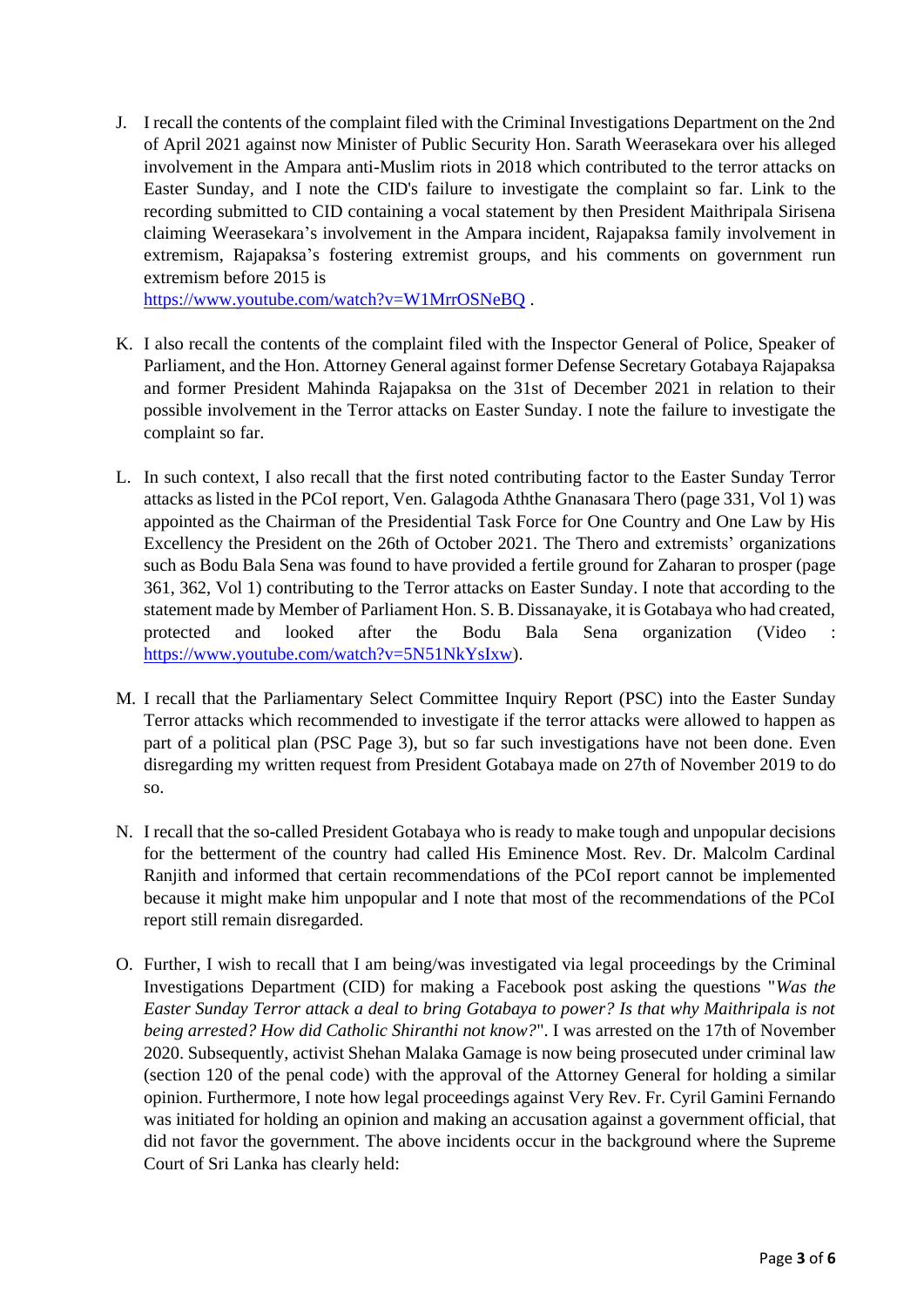J. I recall the contents of the complaint filed with the Criminal Investigations Department on the 2nd of April 2021 against now Minister of Public Security Hon. Sarath Weerasekara over his alleged involvement in the Ampara anti-Muslim riots in 2018 which contributed to the terror attacks on Easter Sunday, and I note the CID's failure to investigate the complaint so far. Link to the recording submitted to CID containing a vocal statement by then President Maithripala Sirisena claiming Weerasekara's involvement in the Ampara incident, Rajapaksa family involvement in extremism, Rajapaksa's fostering extremist groups, and his comments on government run extremism before 2015 is https://www.youtube.com/watch?v=W1MrrOSNeBQ .

K. I also recall the contents of the complaint filed with the Inspector General of Police, Speaker of Parliament, and the Hon. Attorney General against former Defense Secretary Gotabaya Rajapaksa and former President Mahinda Rajapaksa on the 31st of December 2021 in relation to their possible involvement in the Terror attacks on Easter Sunday. I note the failure to investigate the complaint so far.

L. In such context, I also recall that the first noted contributing factor to the Easter Sunday Terror attacks as listed in the PCoI report, Ven. Galagoda Aththe Gnanasara Thero (page 331, Vol 1) was appointed as the Chairman of the Presidential Task Force for One Country and One Law by His Excellency the President on the 26th of October 2021. The Thero and extremists' organizations such as Bodu Bala Sena was found to have provided a fertile ground for Zaharan to prosper (page 361, 362, Vol 1) contributing to the Terror attacks on Easter Sunday. I note that according to the statement made by Member of Parliament Hon. S. B. Dissanayake, it is Gotabaya who had created, protected and looked after the Bodu Bala Sena organization (Video : https://www.youtube.com/watch?v=5N51NkYsIxw).

M. I recall that the Parliamentary Select Committee Inquiry Report (PSC) into the Easter Sunday Terror attacks which recommended to investigate if the terror attacks were allowed to happen as part of a political plan (PSC Page 3), but so far such investigations have not been done. Even disregarding my written request from President Gotabaya made on 27th of November 2019 to do so.

N. I recall that the so-called President Gotabaya who is ready to make tough and unpopular decisions for the betterment of the country had called His Eminence Most. Rev. Dr. Malcolm Cardinal Ranjith and informed that certain recommendations of the PCoI report cannot be implemented because it might make him unpopular and I note that most of the recommendations of the PCoI report still remain disregarded.

O. Further, I wish to recall that I am being/was investigated via legal proceedings by the Criminal Investigations Department (CID) for making a Facebook post asking the questions "*Was the Easter Sunday Terror attack a deal to bring Gotabaya to power? Is that why Maithripala is not being arrested? How did Catholic Shiranthi not know?*". I was arrested on the 17th of November 2020. Subsequently, activist Shehan Malaka Gamage is now being prosecuted under criminal law (section 120 of the penal code) with the approval of the Attorney General for holding a similar opinion. Furthermore, I note how legal proceedings against Very Rev. Fr. Cyril Gamini Fernando was initiated for holding an opinion and making an accusation against a government official, that did not favor the government. The above incidents occur in the background where the Supreme Court of Sri Lanka has clearly held: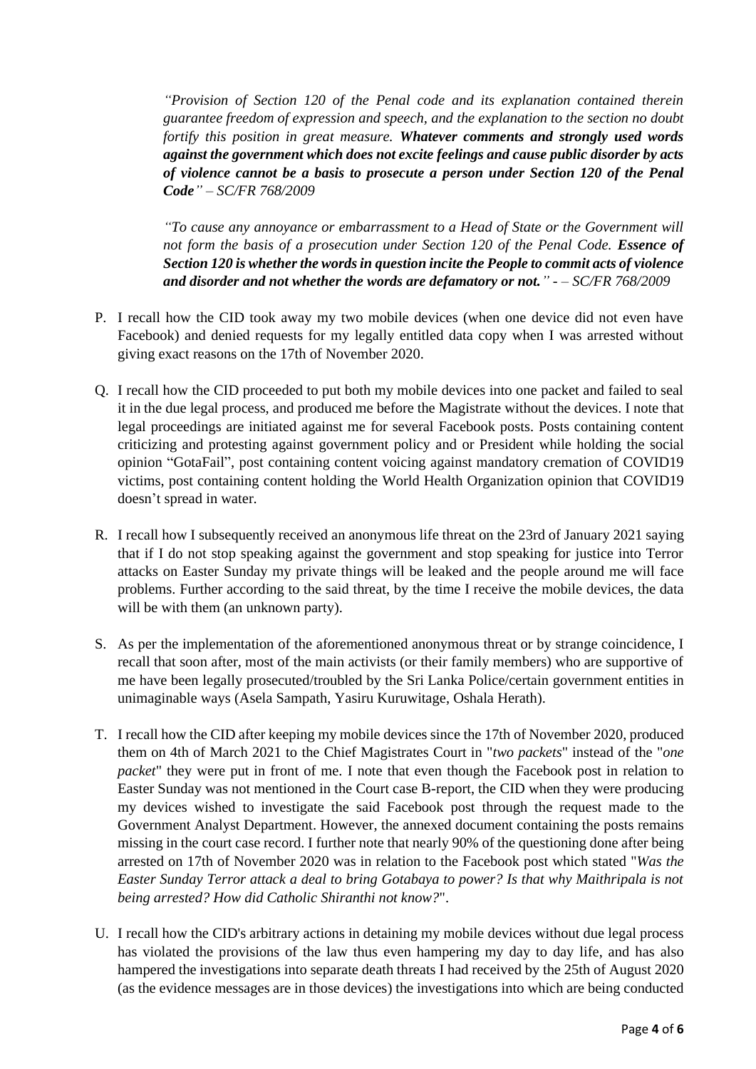*"Provision of Section 120 of the Penal code and its explanation contained therein guarantee freedom of expression and speech, and the explanation to the section no doubt fortify this position in great measure.* ***Whatever comments and strongly used words against the government which does not excite feelings and cause public disorder by acts of violence cannot be a basis to prosecute a person under Section 120 of the Penal Code****" – SC/FR 768/2009*

*"To cause any annoyance or embarrassment to a Head of State or the Government will not form the basis of a prosecution under Section 120 of the Penal Code.* ***Essence of Section 120 is whether the words in question incite the People to commit acts of violence and disorder and not whether the words are defamatory or not.****" - – SC/FR 768/2009*

P. I recall how the CID took away my two mobile devices (when one device did not even have Facebook) and denied requests for my legally entitled data copy when I was arrested without giving exact reasons on the 17th of November 2020.

Q. I recall how the CID proceeded to put both my mobile devices into one packet and failed to seal it in the due legal process, and produced me before the Magistrate without the devices. I note that legal proceedings are initiated against me for several Facebook posts. Posts containing content criticizing and protesting against government policy and or President while holding the social opinion "GotaFail", post containing content voicing against mandatory cremation of COVID19 victims, post containing content holding the World Health Organization opinion that COVID19 doesn't spread in water.

R. I recall how I subsequently received an anonymous life threat on the 23rd of January 2021 saying that if I do not stop speaking against the government and stop speaking for justice into Terror attacks on Easter Sunday my private things will be leaked and the people around me will face problems. Further according to the said threat, by the time I receive the mobile devices, the data will be with them (an unknown party).

S. As per the implementation of the aforementioned anonymous threat or by strange coincidence, I recall that soon after, most of the main activists (or their family members) who are supportive of me have been legally prosecuted/troubled by the Sri Lanka Police/certain government entities in unimaginable ways (Asela Sampath, Yasiru Kuruwitage, Oshala Herath).

T. I recall how the CID after keeping my mobile devices since the 17th of November 2020, produced them on 4th of March 2021 to the Chief Magistrates Court in "*two packets*" instead of the "*one packet*" they were put in front of me. I note that even though the Facebook post in relation to Easter Sunday was not mentioned in the Court case B-report, the CID when they were producing my devices wished to investigate the said Facebook post through the request made to the Government Analyst Department. However, the annexed document containing the posts remains missing in the court case record. I further note that nearly 90% of the questioning done after being arrested on 17th of November 2020 was in relation to the Facebook post which stated "*Was the Easter Sunday Terror attack a deal to bring Gotabaya to power? Is that why Maithripala is not being arrested? How did Catholic Shiranthi not know?*".

U. I recall how the CID's arbitrary actions in detaining my mobile devices without due legal process has violated the provisions of the law thus even hampering my day to day life, and has also hampered the investigations into separate death threats I had received by the 25th of August 2020 (as the evidence messages are in those devices) the investigations into which are being conducted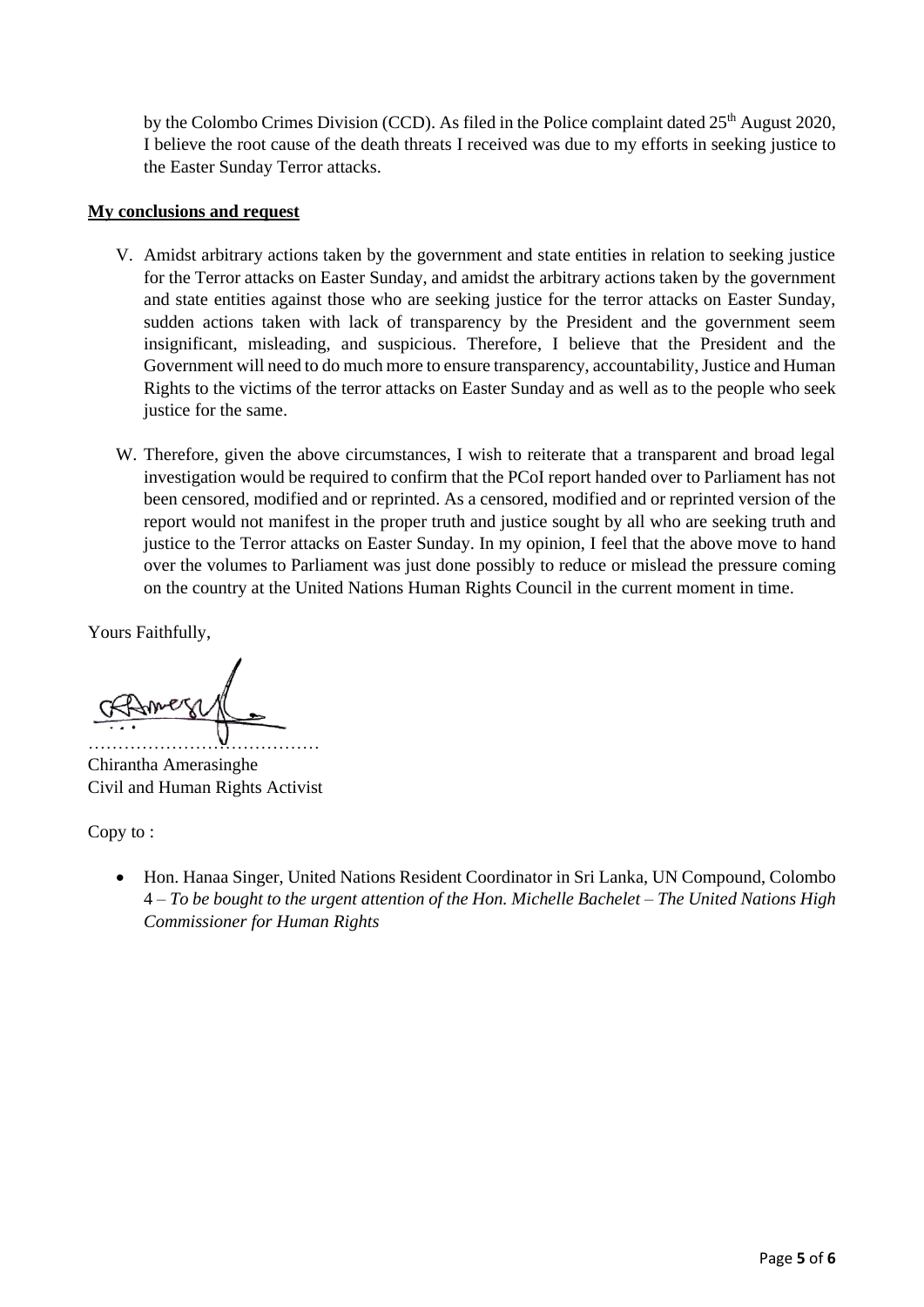by the Colombo Crimes Division (CCD). As filed in the Police complaint dated 25th August 2020, I believe the root cause of the death threats I received was due to my efforts in seeking justice to the Easter Sunday Terror attacks.

**My conclusions and request**

V. Amidst arbitrary actions taken by the government and state entities in relation to seeking justice for the Terror attacks on Easter Sunday, and amidst the arbitrary actions taken by the government and state entities against those who are seeking justice for the terror attacks on Easter Sunday, sudden actions taken with lack of transparency by the President and the government seem insignificant, misleading, and suspicious. Therefore, I believe that the President and the Government will need to do much more to ensure transparency, accountability, Justice and Human Rights to the victims of the terror attacks on Easter Sunday and as well as to the people who seek justice for the same.

W. Therefore, given the above circumstances, I wish to reiterate that a transparent and broad legal investigation would be required to confirm that the PCoI report handed over to Parliament has not been censored, modified and or reprinted. As a censored, modified and or reprinted version of the report would not manifest in the proper truth and justice sought by all who are seeking truth and justice to the Terror attacks on Easter Sunday. In my opinion, I feel that the above move to hand over the volumes to Parliament was just done possibly to reduce or mislead the pressure coming on the country at the United Nations Human Rights Council in the current moment in time.

Yours Faithfully,

…………………………………

Chirantha Amerasinghe
Civil and Human Rights Activist

Copy to :

- Hon. Hanaa Singer, United Nations Resident Coordinator in Sri Lanka, UN Compound, Colombo 4 – *To be bought to the urgent attention of the Hon. Michelle Bachelet – The United Nations High Commissioner for Human Rights*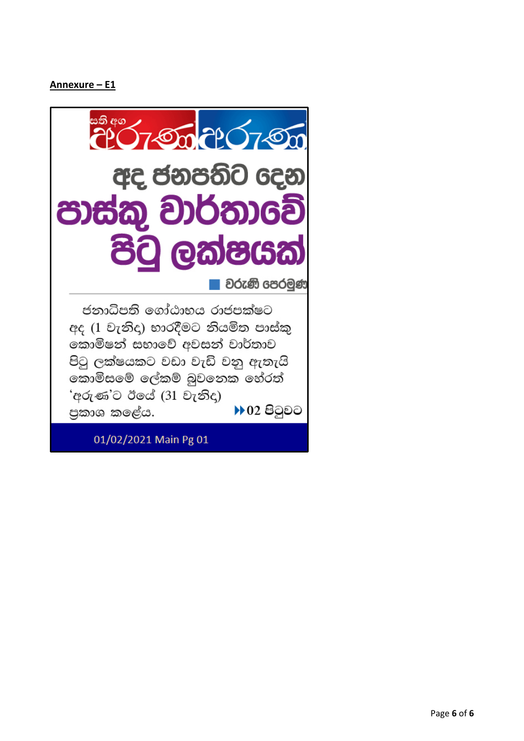**Annexure – E1**

සති අග අරුණ අරුණ

# අද ජනපතිට දෙන පාස්කු වාර්තාවේ පිටු ලක්ෂයක්

වරුණි පෙරමුණ

ජනාධිපති ගෝඨාභය රාජපක්ෂට අද (1 වැනිද) භාරදීමට නියමිත පාස්කු කොමිෂන් සභාවේ අවසන් වාර්තාව පිටු ලක්ෂයකට වඩා වැඩි වනු ඇතැයි කොමිසමේ ලේකම් බුවනෙක හේරත් 'අරුණ'ට ඊයේ (31 වැනිද) ප්‍රකාශ කළේය.

▶▶02 පිටුවට

01/02/2021 Main Pg 01